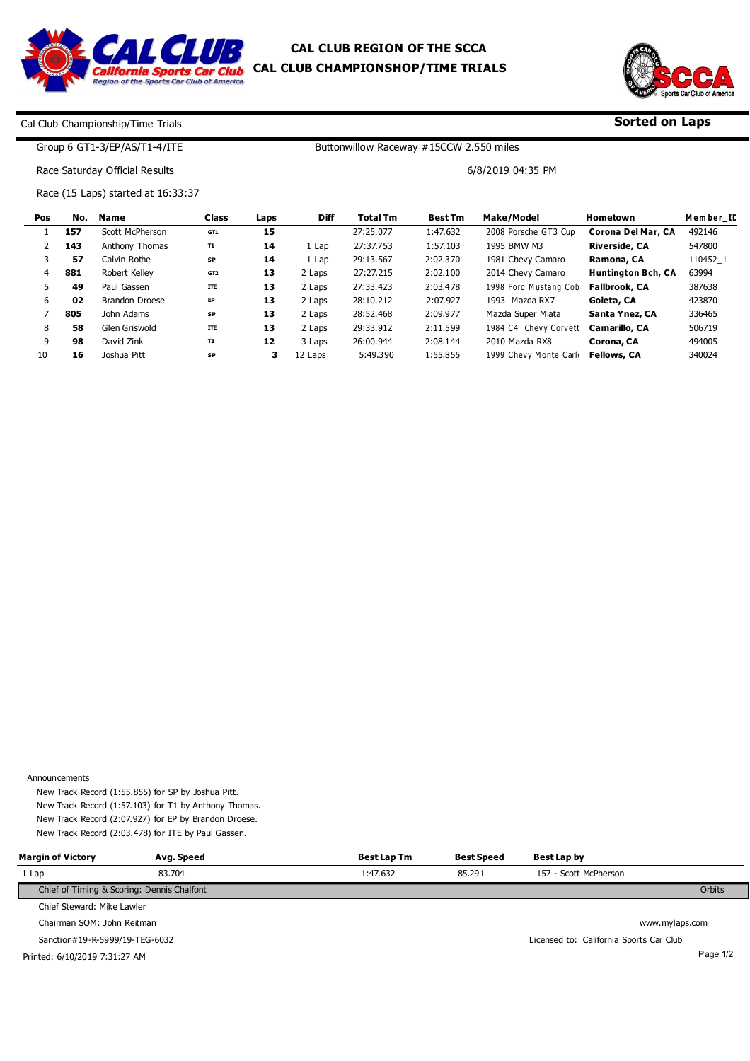# CAL CLUB REGION OF THE SCCA
## CAL CLUB CHAMPIONSHOP/TIME TRIALS

Cal Club Championship/Time Trials

**Sorted on Laps**

Group 6 GT1-3/EP/AS/T1-4/ITE

Buttonwillow Raceway #15CCW 2.550 miles

Race Saturday Official Results

6/8/2019 04:35 PM

Race (15 Laps) started at 16:33:37

| Pos | No. | Name | Class | Laps | Diff | Total Tm | Best Tm | Make/Model | Hometown | Member_ID |
|---|---|---|---|---|---|---|---|---|---|---|
| 1 | **157** | Scott McPherson | GT1 | **15** | | 27:25.077 | 1:47.632 | 2008 Porsche GT3 Cup | **Corona Del Mar, CA** | 492146 |
| 2 | **143** | Anthony Thomas | T1 | **14** | 1 Lap | 27:37.753 | 1:57.103 | 1995 BMW M3 | **Riverside, CA** | 547800 |
| 3 | **57** | Calvin Rothe | SP | **14** | 1 Lap | 29:13.567 | 2:02.370 | 1981 Chevy Camaro | **Ramona, CA** | 110452_1 |
| 4 | **881** | Robert Kelley | GT2 | **13** | 2 Laps | 27:27.215 | 2:02.100 | 2014 Chevy Camaro | **Huntington Bch, CA** | 63994 |
| 5 | **49** | Paul Gassen | ITE | **13** | 2 Laps | 27:33.423 | 2:03.478 | 1998 Ford Mustang Cob | **Fallbrook, CA** | 387638 |
| 6 | **02** | Brandon Droese | EP | **13** | 2 Laps | 28:10.212 | 2:07.927 | 1993 Mazda RX7 | **Goleta, CA** | 423870 |
| 7 | **805** | John Adams | SP | **13** | 2 Laps | 28:52.468 | 2:09.977 | Mazda Super Miata | **Santa Ynez, CA** | 336465 |
| 8 | **58** | Glen Griswold | ITE | **13** | 2 Laps | 29:33.912 | 2:11.599 | 1984 C4 Chevy Corvett | **Camarillo, CA** | 506719 |
| 9 | **98** | David Zink | T3 | **12** | 3 Laps | 26:00.944 | 2:08.144 | 2010 Mazda RX8 | **Corona, CA** | 494005 |
| 10 | **16** | Joshua Pitt | SP | **3** | 12 Laps | 5:49.390 | 1:55.855 | 1999 Chevy Monte Carl | **Fellows, CA** | 340024 |

Announcements

New Track Record (1:55.855) for SP by Joshua Pitt.
New Track Record (1:57.103) for T1 by Anthony Thomas.
New Track Record (2:07.927) for EP by Brandon Droese.
New Track Record (2:03.478) for ITE by Paul Gassen.

| Margin of Victory | Avg. Speed | Best Lap Tm | Best Speed | Best Lap by |
|---|---|---|---|---|
| 1 Lap | 83.704 | 1:47.632 | 85.291 | 157 - Scott McPherson |

Chief of Timing & Scoring: Dennis Chalfont

Orbits

Chief Steward: Mike Lawler

Chairman SOM: John Reitman

Sanction#19-R-5999/19-TEG-6032

www.mylaps.com

Licensed to: California Sports Car Club

Printed: 6/10/2019 7:31:27 AM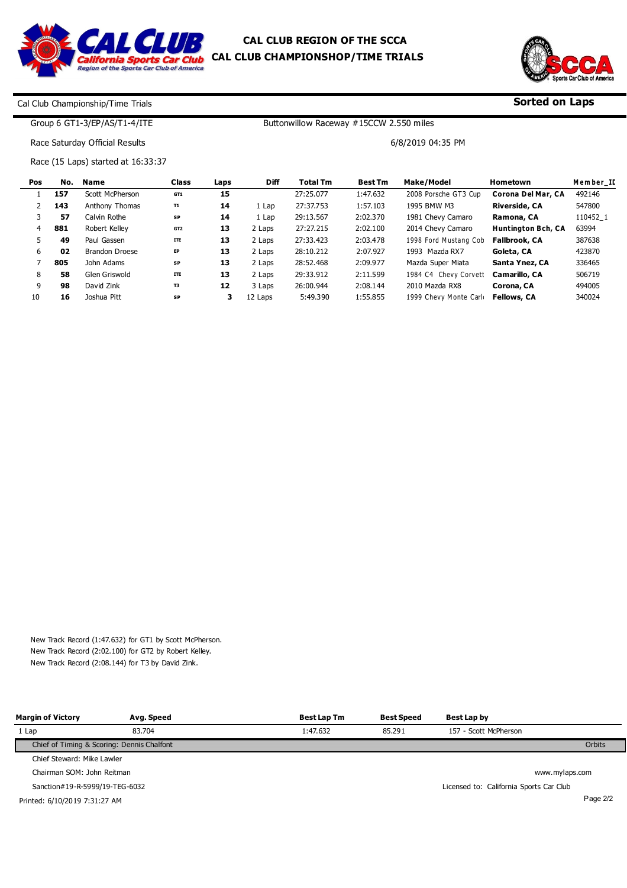# CAL CLUB REGION OF THE SCCA
# CAL CLUB CHAMPIONSHOP/TIME TRIALS

Cal Club Championship/Time Trials

**Sorted on Laps**

Group 6 GT1-3/EP/AS/T1-4/ITE

Buttonwillow Raceway #15CCW 2.550 miles

Race Saturday Official Results

6/8/2019 04:35 PM

Race (15 Laps) started at 16:33:37

| Pos | No. | Name | Class | Laps | Diff | Total Tm | Best Tm | Make/Model | Hometown | Member_ID |
|---|---|---|---|---|---|---|---|---|---|---|
| 1 | **157** | Scott McPherson | GT1 | **15** | | 27:25.077 | 1:47.632 | 2008 Porsche GT3 Cup | **Corona Del Mar, CA** | 492146 |
| 2 | **143** | Anthony Thomas | T1 | **14** | 1 Lap | 27:37.753 | 1:57.103 | 1995 BMW M3 | **Riverside, CA** | 547800 |
| 3 | **57** | Calvin Rothe | SP | **14** | 1 Lap | 29:13.567 | 2:02.370 | 1981 Chevy Camaro | **Ramona, CA** | 110452_1 |
| 4 | **881** | Robert Kelley | GT2 | **13** | 2 Laps | 27:27.215 | 2:02.100 | 2014 Chevy Camaro | **Huntington Bch, CA** | 63994 |
| 5 | **49** | Paul Gassen | ITE | **13** | 2 Laps | 27:33.423 | 2:03.478 | 1998 Ford Mustang Cob | **Fallbrook, CA** | 387638 |
| 6 | **02** | Brandon Droese | EP | **13** | 2 Laps | 28:10.212 | 2:07.927 | 1993 Mazda RX7 | **Goleta, CA** | 423870 |
| 7 | **805** | John Adams | SP | **13** | 2 Laps | 28:52.468 | 2:09.977 | Mazda Super Miata | **Santa Ynez, CA** | 336465 |
| 8 | **58** | Glen Griswold | ITE | **13** | 2 Laps | 29:33.912 | 2:11.599 | 1984 C4 Chevy Corvett | **Camarillo, CA** | 506719 |
| 9 | **98** | David Zink | T3 | **12** | 3 Laps | 26:00.944 | 2:08.144 | 2010 Mazda RX8 | **Corona, CA** | 494005 |
| 10 | **16** | Joshua Pitt | SP | **3** | 12 Laps | 5:49.390 | 1:55.855 | 1999 Chevy Monte Carl | **Fellows, CA** | 340024 |

New Track Record (1:47.632) for GT1 by Scott McPherson.
New Track Record (2:02.100) for GT2 by Robert Kelley.
New Track Record (2:08.144) for T3 by David Zink.

| Margin of Victory | Avg. Speed | Best Lap Tm | Best Speed | Best Lap by |
|---|---|---|---|---|
| 1 Lap | 83.704 | 1:47.632 | 85.291 | 157 - Scott McPherson |

Chief of Timing & Scoring: Dennis Chalfont — Orbits

Chief Steward: Mike Lawler

Chairman SOM: John Reitman — www.mylaps.com

Sanction#19-R-5999/19-TEG-6032 — Licensed to: California Sports Car Club

Printed: 6/10/2019 7:31:27 AM